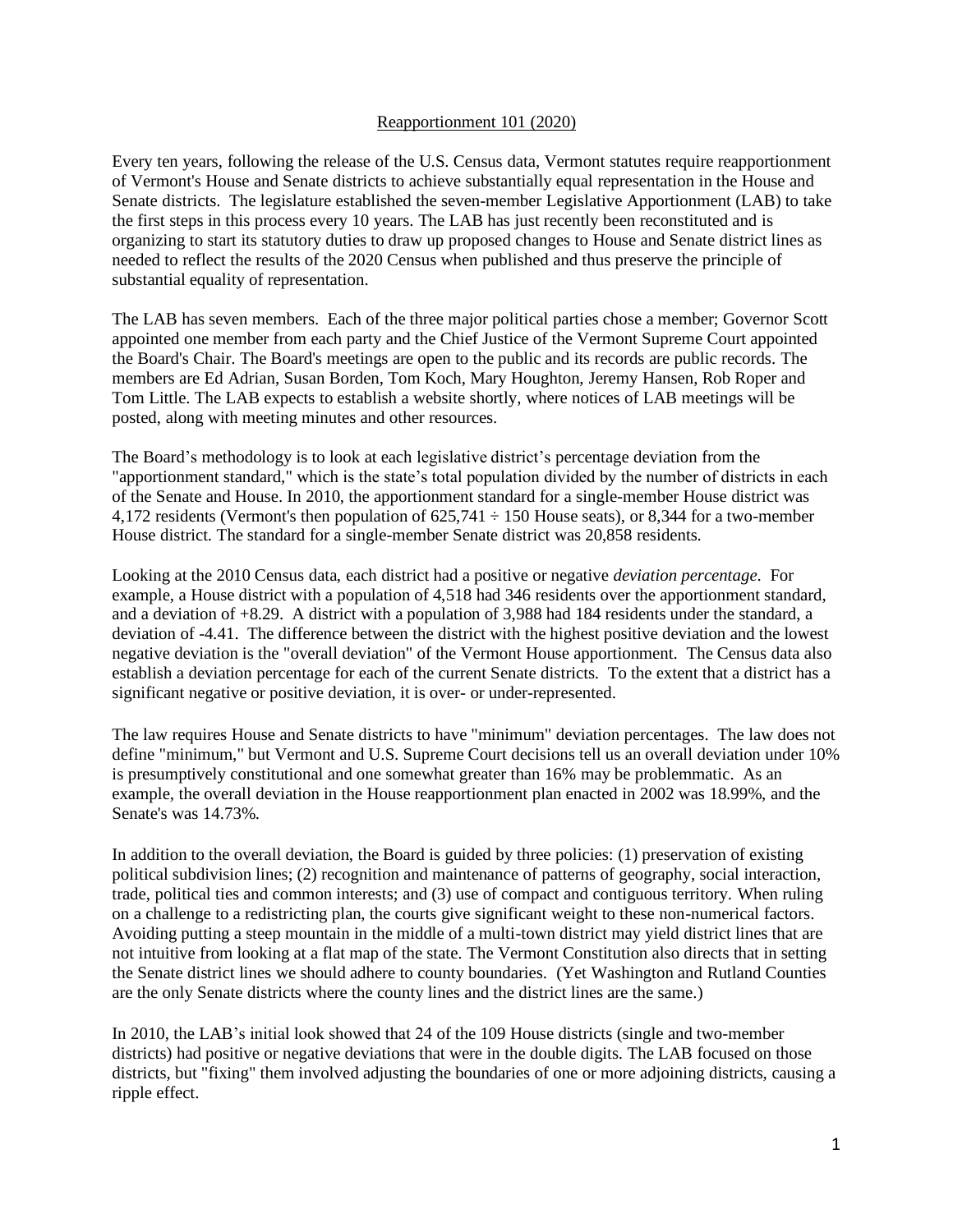# Reapportionment 101 (2020)

Every ten years, following the release of the U.S. Census data, Vermont statutes require reapportionment of Vermont's House and Senate districts to achieve substantially equal representation in the House and Senate districts. The legislature established the seven-member Legislative Apportionment (LAB) to take the first steps in this process every 10 years. The LAB has just recently been reconstituted and is organizing to start its statutory duties to draw up proposed changes to House and Senate district lines as needed to reflect the results of the 2020 Census when published and thus preserve the principle of substantial equality of representation.

The LAB has seven members. Each of the three major political parties chose a member; Governor Scott appointed one member from each party and the Chief Justice of the Vermont Supreme Court appointed the Board's Chair. The Board's meetings are open to the public and its records are public records. The members are Ed Adrian, Susan Borden, Tom Koch, Mary Houghton, Jeremy Hansen, Rob Roper and Tom Little. The LAB expects to establish a website shortly, where notices of LAB meetings will be posted, along with meeting minutes and other resources.

The Board's methodology is to look at each legislative district's percentage deviation from the "apportionment standard," which is the state's total population divided by the number of districts in each of the Senate and House. In 2010, the apportionment standard for a single-member House district was 4,172 residents (Vermont's then population of 625,741 ÷ 150 House seats), or 8,344 for a two-member House district. The standard for a single-member Senate district was 20,858 residents.

Looking at the 2010 Census data, each district had a positive or negative *deviation percentage*. For example, a House district with a population of 4,518 had 346 residents over the apportionment standard, and a deviation of +8.29. A district with a population of 3,988 had 184 residents under the standard, a deviation of -4.41. The difference between the district with the highest positive deviation and the lowest negative deviation is the "overall deviation" of the Vermont House apportionment. The Census data also establish a deviation percentage for each of the current Senate districts. To the extent that a district has a significant negative or positive deviation, it is over- or under-represented.

The law requires House and Senate districts to have "minimum" deviation percentages. The law does not define "minimum," but Vermont and U.S. Supreme Court decisions tell us an overall deviation under 10% is presumptively constitutional and one somewhat greater than 16% may be problemmatic. As an example, the overall deviation in the House reapportionment plan enacted in 2002 was 18.99%, and the Senate's was 14.73%.

In addition to the overall deviation, the Board is guided by three policies: (1) preservation of existing political subdivision lines; (2) recognition and maintenance of patterns of geography, social interaction, trade, political ties and common interests; and (3) use of compact and contiguous territory. When ruling on a challenge to a redistricting plan, the courts give significant weight to these non-numerical factors. Avoiding putting a steep mountain in the middle of a multi-town district may yield district lines that are not intuitive from looking at a flat map of the state. The Vermont Constitution also directs that in setting the Senate district lines we should adhere to county boundaries. (Yet Washington and Rutland Counties are the only Senate districts where the county lines and the district lines are the same.)

In 2010, the LAB's initial look showed that 24 of the 109 House districts (single and two-member districts) had positive or negative deviations that were in the double digits. The LAB focused on those districts, but "fixing" them involved adjusting the boundaries of one or more adjoining districts, causing a ripple effect.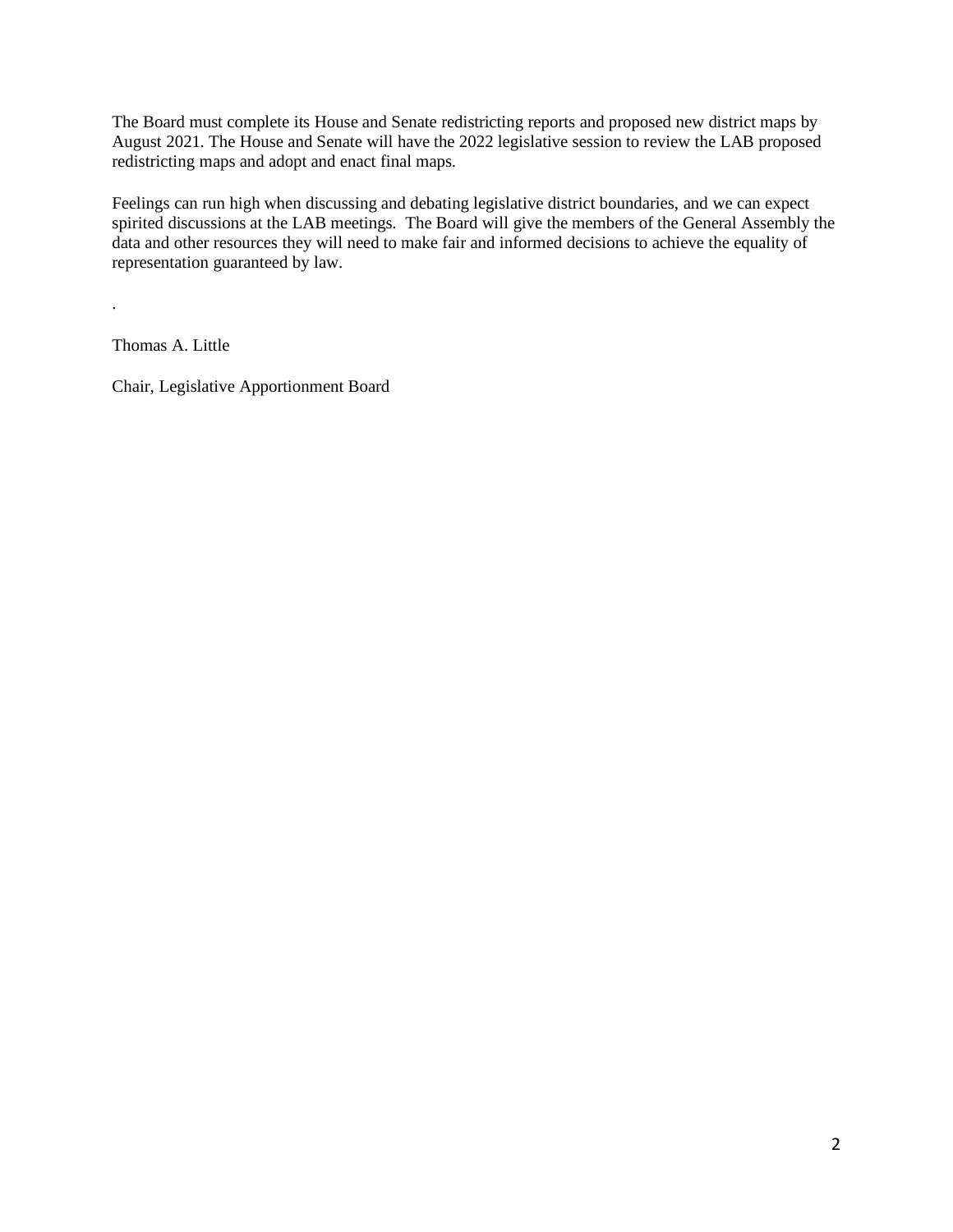The Board must complete its House and Senate redistricting reports and proposed new district maps by August 2021. The House and Senate will have the 2022 legislative session to review the LAB proposed redistricting maps and adopt and enact final maps.

Feelings can run high when discussing and debating legislative district boundaries, and we can expect spirited discussions at the LAB meetings. The Board will give the members of the General Assembly the data and other resources they will need to make fair and informed decisions to achieve the equality of representation guaranteed by law.

.

Thomas A. Little

Chair, Legislative Apportionment Board